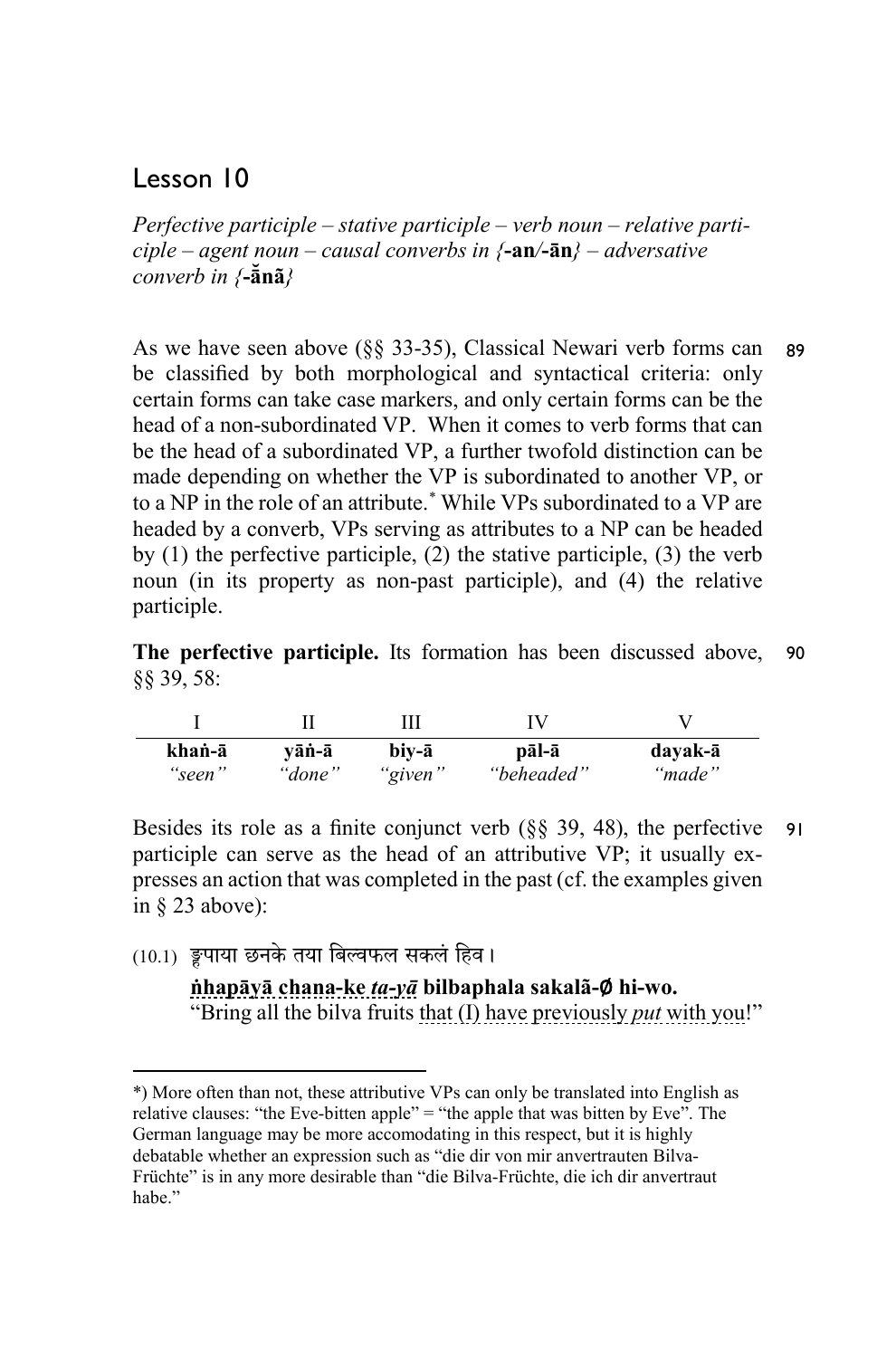# Lesson 10

*Perfective participle – stative participle – verb noun – relative participle – agent noun – causal converbs in {-**an**/-**ān**} – adversative converb in {-**ẵnã**}*

89 As we have seen above (§§ 33-35), Classical Newari verb forms can be classified by both morphological and syntactical criteria: only certain forms can take case markers, and only certain forms can be the head of a non-subordinated VP. When it comes to verb forms that can be the head of a subordinated VP, a further twofold distinction can be made depending on whether the VP is subordinated to another VP, or to a NP in the role of an attribute.* While VPs subordinated to a VP are headed by a converb, VPs serving as attributes to a NP can be headed by (1) the perfective participle, (2) the stative participle, (3) the verb noun (in its property as non-past participle), and (4) the relative participle.

90 **The perfective participle.** Its formation has been discussed above, §§ 39, 58:

| I | II | III | IV | V |
|---|---|---|---|---|
| **khaṅ-ā** | **yāṅ-ā** | **biy-ā** | **pāl-ā** | **dayak-ā** |
| *"seen"* | *"done"* | *"given"* | *"beheaded"* | *"made"* |

91 Besides its role as a finite conjunct verb (§§ 39, 48), the perfective participle can serve as the head of an attributive VP; it usually expresses an action that was completed in the past (cf. the examples given in § 23 above):

(10.1) ङ्पाया छनके तया बिल्वफल सकलं हिव ।

**ṅhapāyā chana-ke *ta-yā* bilbaphala sakalã-∅ hi-wo.**
"Bring all the bilva fruits that (I) have previously *put* with you!"

---

*) More often than not, these attributive VPs can only be translated into English as relative clauses: "the Eve-bitten apple" = "the apple that was bitten by Eve". The German language may be more accomodating in this respect, but it is highly debatable whether an expression such as "die dir von mir anvertrauten Bilva-Früchte" is in any more desirable than "die Bilva-Früchte, die ich dir anvertraut habe."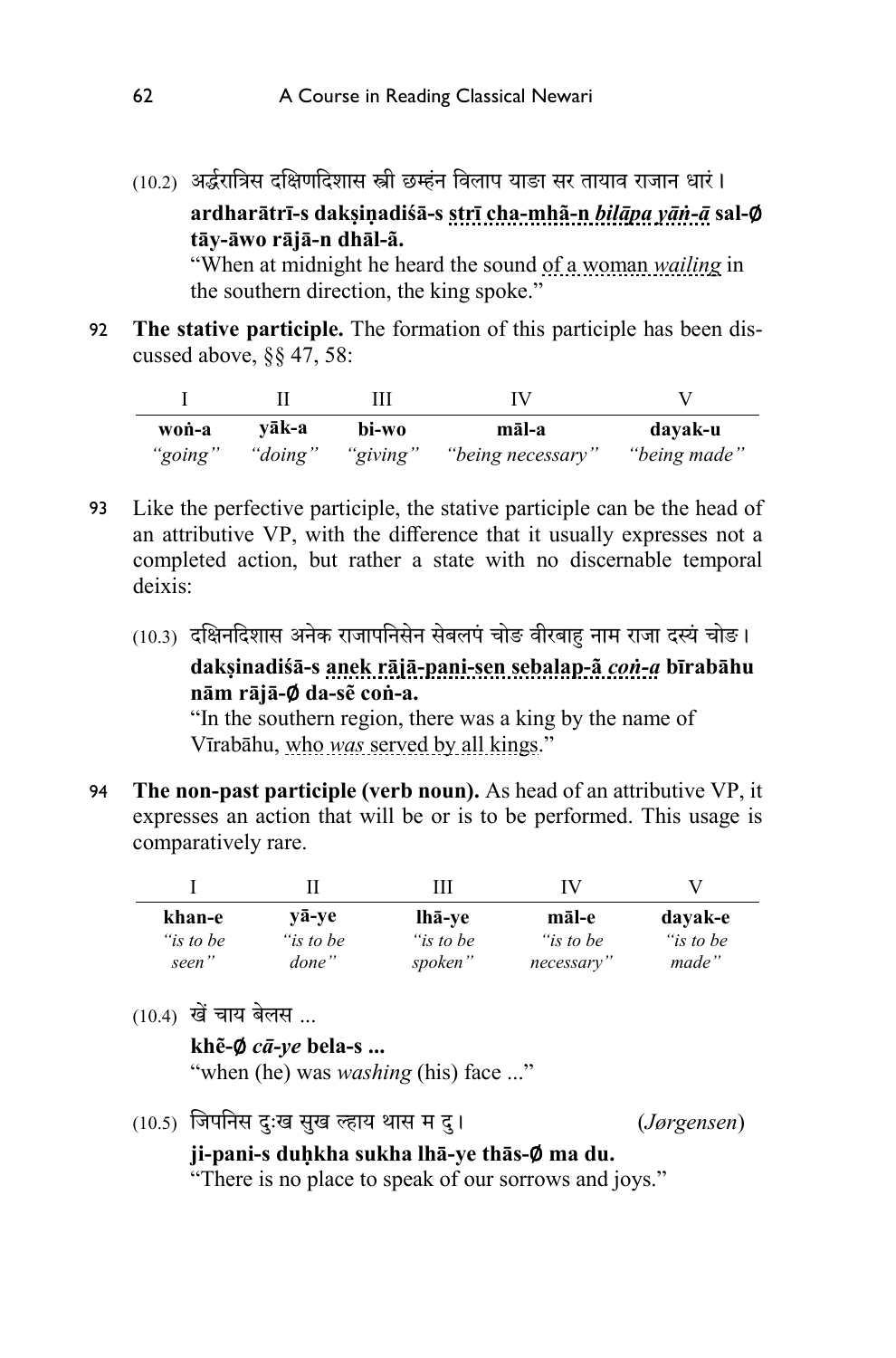(10.2) अर्द्धरात्रिस दक्षिणदिशास स्त्री छम्हं विलाप याङा सर तायाव राजान धारं।

**ardharātrī-s dakṣiṇadiśā-s strī cha-mhã-n *bilāpa yāṅ-ā* sal-∅ tāy-āwo rājā-n dhāl-ã.**

"When at midnight he heard the sound of a woman *wailing* in the southern direction, the king spoke."

92 **The stative participle.** The formation of this participle has been discussed above, §§ 47, 58:

| I | II | III | IV | V |
|---|---|---|---|---|
| **woṅ-a** | **yāk-a** | **bi-wo** | **māl-a** | **dayak-u** |
| *"going"* | *"doing"* | *"giving"* | *"being necessary"* | *"being made"* |

93 Like the perfective participle, the stative participle can be the head of an attributive VP, with the difference that it usually expresses not a completed action, but rather a state with no discernable temporal deixis:

(10.3) दक्षिनदिशास अनेक राजापनिसेन सेबलपं चोङ वीरबाहु नाम राजा दस्यं चोङ।

**dakṣinadiśā-s anek rājā-pani-sen sebalap-ã *coṅ-a* bīrabāhu nām rājā-∅ da-sẽ coṅ-a.**

"In the southern region, there was a king by the name of Vīrabāhu, who *was* served by all kings."

94 **The non-past participle (verb noun).** As head of an attributive VP, it expresses an action that will be or is to be performed. This usage is comparatively rare.

| I | II | III | IV | V |
|---|---|---|---|---|
| **khan-e** | **yā-ye** | **lhā-ye** | **māl-e** | **dayak-e** |
| *"is to be seen"* | *"is to be done"* | *"is to be spoken"* | *"is to be necessary"* | *"is to be made"* |

(10.4) खें चाय बेलस ...

**khẽ-∅ *cā-ye* bela-s ...**

"when (he) was *washing* (his) face ..."

(10.5) जिपनिस दुःख सुख ल्हाय थास म दु। (*Jørgensen*)

**ji-pani-s duḥkha sukha lhā-ye thās-∅ ma du.**

"There is no place to speak of our sorrows and joys."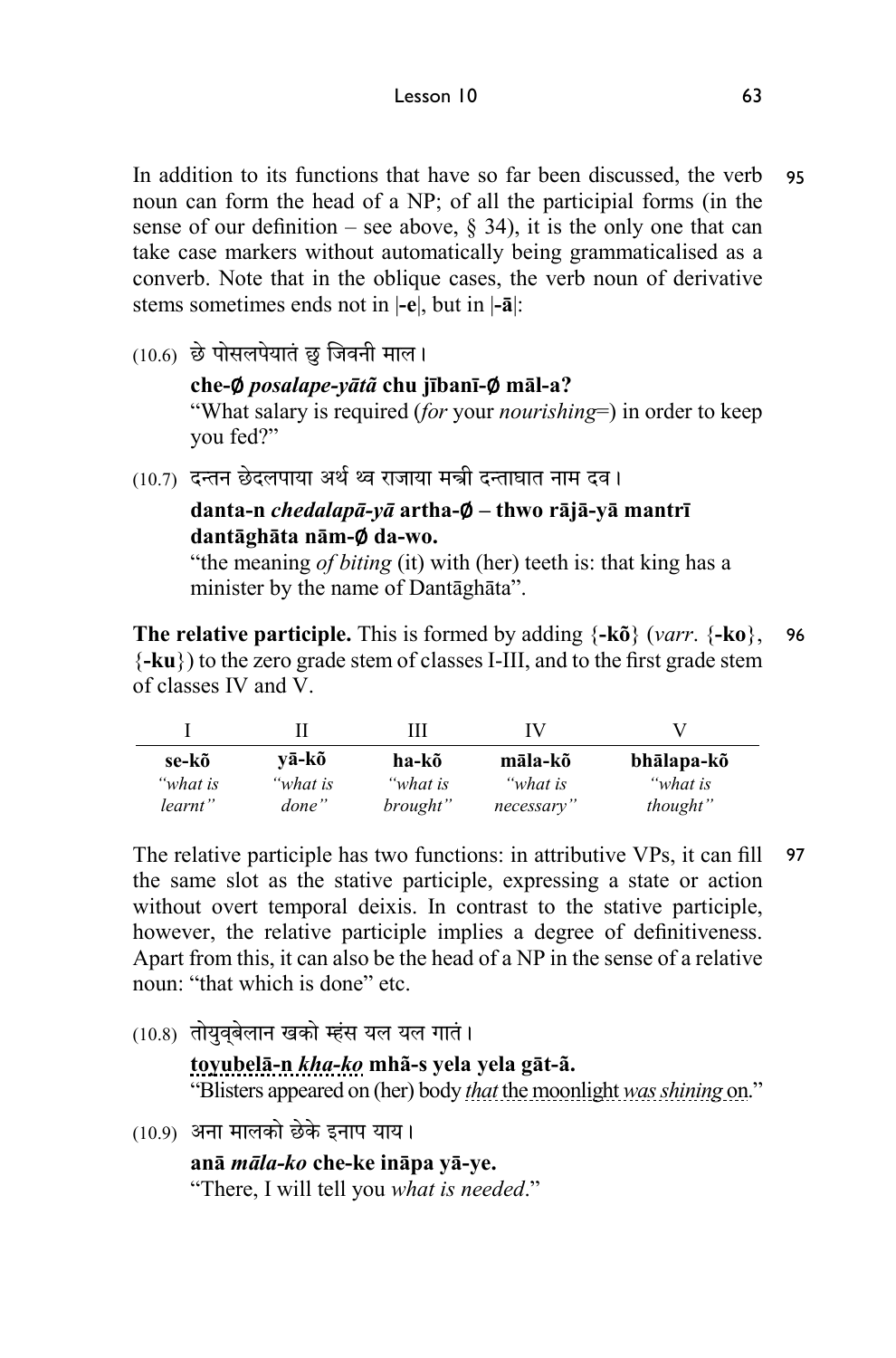95 In addition to its functions that have so far been discussed, the verb noun can form the head of a NP; of all the participial forms (in the sense of our definition – see above, § 34), it is the only one that can take case markers without automatically being grammaticalised as a converb. Note that in the oblique cases, the verb noun of derivative stems sometimes ends not in |**-e**|, but in |**-ā**|:

(10.6) छे पोसलपेयातं छु जिवनी माल।

**che-∅ *posalape-yātã* chu jībanī-∅ māl-a?**

"What salary is required (*for* your *nourishing*=) in order to keep you fed?"

(10.7) दन्तन छेदलपाया अर्थ थ्व राजाया मन्त्री दन्ताघात नाम दव।

**danta-n *chedalapā-yā* artha-∅ – thwo rājā-yā mantrī dantāghāta nām-∅ da-wo.**

"the meaning *of biting* (it) with (her) teeth is: that king has a minister by the name of Dantāghāta".

96 **The relative participle.** This is formed by adding {**-kõ**} (*varr*. {**-ko**}, {**-ku**}) to the zero grade stem of classes I-III, and to the first grade stem of classes IV and V.

| I | II | III | IV | V |
|---|---|---|---|---|
| **se-kõ** | **yā-kõ** | **ha-kõ** | **māla-kõ** | **bhālapa-kõ** |
| *"what is learnt"* | *"what is done"* | *"what is brought"* | *"what is necessary"* | *"what is thought"* |

97 The relative participle has two functions: in attributive VPs, it can fill the same slot as the stative participle, expressing a state or action without overt temporal deixis. In contrast to the stative participle, however, the relative participle implies a degree of definitiveness. Apart from this, it can also be the head of a NP in the sense of a relative noun: "that which is done" etc.

(10.8) तोयुव्बेलान खको म्हंस यल यल गातं।

**toyubelā-n *kha-ko* mhã-s yela yela gāt-ã.**

"Blisters appeared on (her) body *that* the moonlight *was shining* on."

(10.9) अना मालको छेके इनाप याय।

**anā *māla-ko* che-ke ināpa yā-ye.**

"There, I will tell you *what is needed*."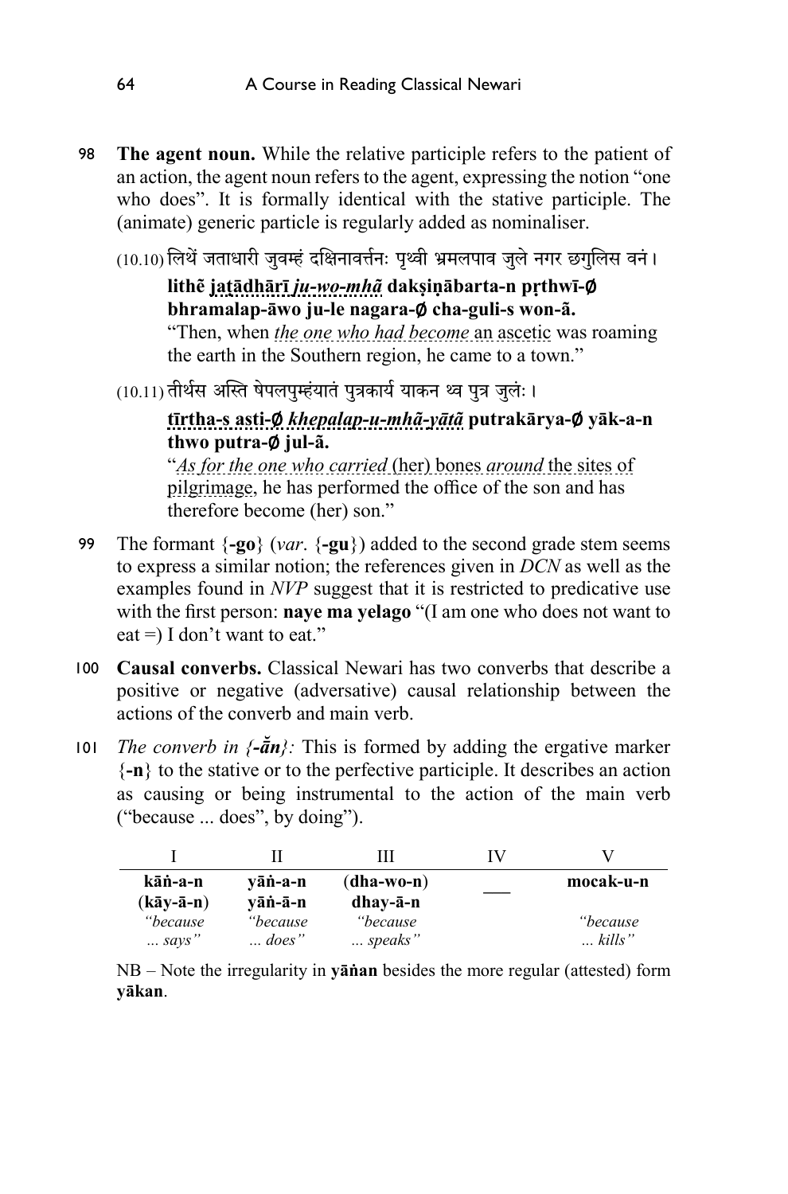98 **The agent noun.** While the relative participle refers to the patient of an action, the agent noun refers to the agent, expressing the notion "one who does". It is formally identical with the stative participle. The (animate) generic particle is regularly added as nominaliser.

(10.10) लिथें जताधारी जुवम्हं दक्षिनावर्त्तनः पृथ्वी भ्रमलपाव जुले नगर छगुलिस वनं।

**lithẽ jaṭādhārī *ju-wo-mhã* dakṣiṇābarta-n pṛthwī-∅ bhramalap-āwo ju-le nagara-∅ cha-guli-s won-ã.**

"Then, when *the one who had become* an ascetic was roaming the earth in the Southern region, he came to a town."

(10.11) तीर्थस अस्ति षेपलपुम्हंयातं पुत्रकार्य याकन थ्व पुत्र जुलं।

**tīrtha-s asti-∅ *khepalap-u-mhã-yātã* putrakārya-∅ yāk-a-n thwo putra-∅ jul-ã.**

"*As for the one who carried* (her) bones *around* the sites of pilgrimage, he has performed the office of the son and has therefore become (her) son."

99 The formant {**-go**} (*var.* {**-gu**}) added to the second grade stem seems to express a similar notion; the references given in *DCN* as well as the examples found in *NVP* suggest that it is restricted to predicative use with the first person: **naye ma yelago** "(I am one who does not want to eat =) I don't want to eat."

100 **Causal converbs.** Classical Newari has two converbs that describe a positive or negative (adversative) causal relationship between the actions of the converb and main verb.

101 *The converb in {-ă̄n}:* This is formed by adding the ergative marker {**-n**} to the stative or to the perfective participle. It describes an action as causing or being instrumental to the action of the main verb ("because ... does", by doing").

| I | II | III | IV | V |
|---|---|---|---|---|
| **kāṅ-a-n** | **yāṅ-a-n** | **(dha-wo-n)** | ___ | **mocak-u-n** |
| **(kāy-ā-n)** | **yāṅ-ā-n** | **dhay-ā-n** | | |
| *"because ... says"* | *"because ... does"* | *"because ... speaks"* | | *"because ... kills"* |

NB – Note the irregularity in **yāṅan** besides the more regular (attested) form **yākan**.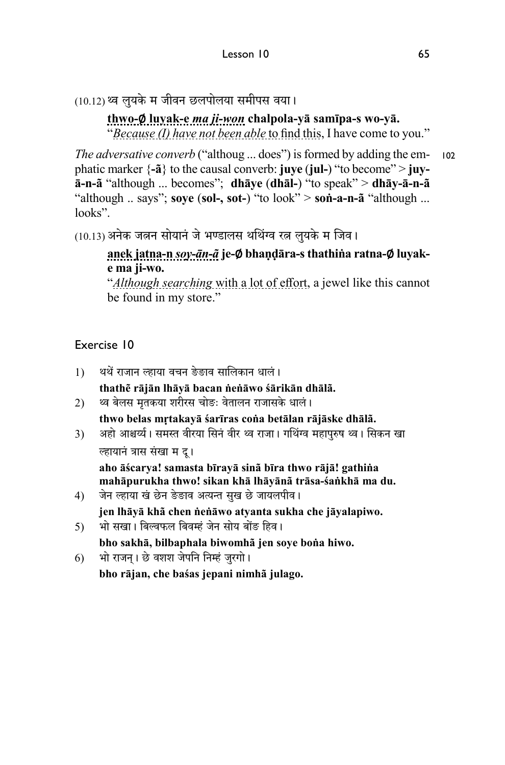(10.12) थ्व लुयके म जीवन छलपोलया समीपस वया।

> **thwo-∅ luyak-e *ma ji-won* chalpola-yā samīpa-s wo-yā.**
> "*Because (I) have not been able* to find this, I have come to you."

*The adversative converb* ("althoug ... does") is formed by adding the emphatic marker {**-ã**} to the causal converb: **juye** (**jul-**) "to become" > **juy-ā-n-ã** "although ... becomes"; **dhāye** (**dhāl-**) "to speak" > **dhāy-ā-n-ã** "although .. says"; **soye** (**sol-, sot-**) "to look" > **soṅ-a-n-ã** "although ... looks". 102

(10.13) अनेक जत्नन सोयानं जे भण्डालस थथिंग्व रत्न लुयके म जिव।

> **anek jatna-n *soy-ān-ã* je-∅ bhaṇḍāra-s thathiṅa ratna-∅ luyak-e ma ji-wo.**
> "*Although searching* with a lot of effort, a jewel like this cannot be found in my store."

## Exercise 10

1) थथें राजान ल्हाया वचन ङेङाव सालिकान धालं।
   **thathẽ rājān lhāyā bacan ṅeṅāwo śārikān dhālā̃.**
2) थ्व बेलस मृतकया शरीरस चोङः वेतालन राजासके धालं।
   **thwo belas mṛtakayā śarīras coṅa betālan rājāske dhālā̃.**
3) अहो आश्चर्य। समस्त वीरया सिनं वीर थ्व राजा। गथिंग्व महापुरुष थ्व। सिकन खा ल्हायानं त्रास संखा म दू।
   **aho āścarya! samasta bīrayā sinã bīra thwo rājā! gathiṅa mahāpurukha thwo! sikan khā lhāyānã trāsa-śaṅkhā ma du.**
4) जेन ल्हाया खं छेन ङेङाव अत्यन्त सुख छे जायलपीव।
   **jen lhāyā khã chen ṅeṅāwo atyanta sukha che jāyalapiwo.**
5) भो सखा। बिल्वफल बिवम्हं जेन सोय बोंङ हिव।
   **bho sakhā, bilbaphala biwomhã jen soye boṅa hiwo.**
6) भो राजन्। छे वशश जेपनि निम्हं जुरगो।
   **bho rājan, che baśas jepani nimhã julago.**